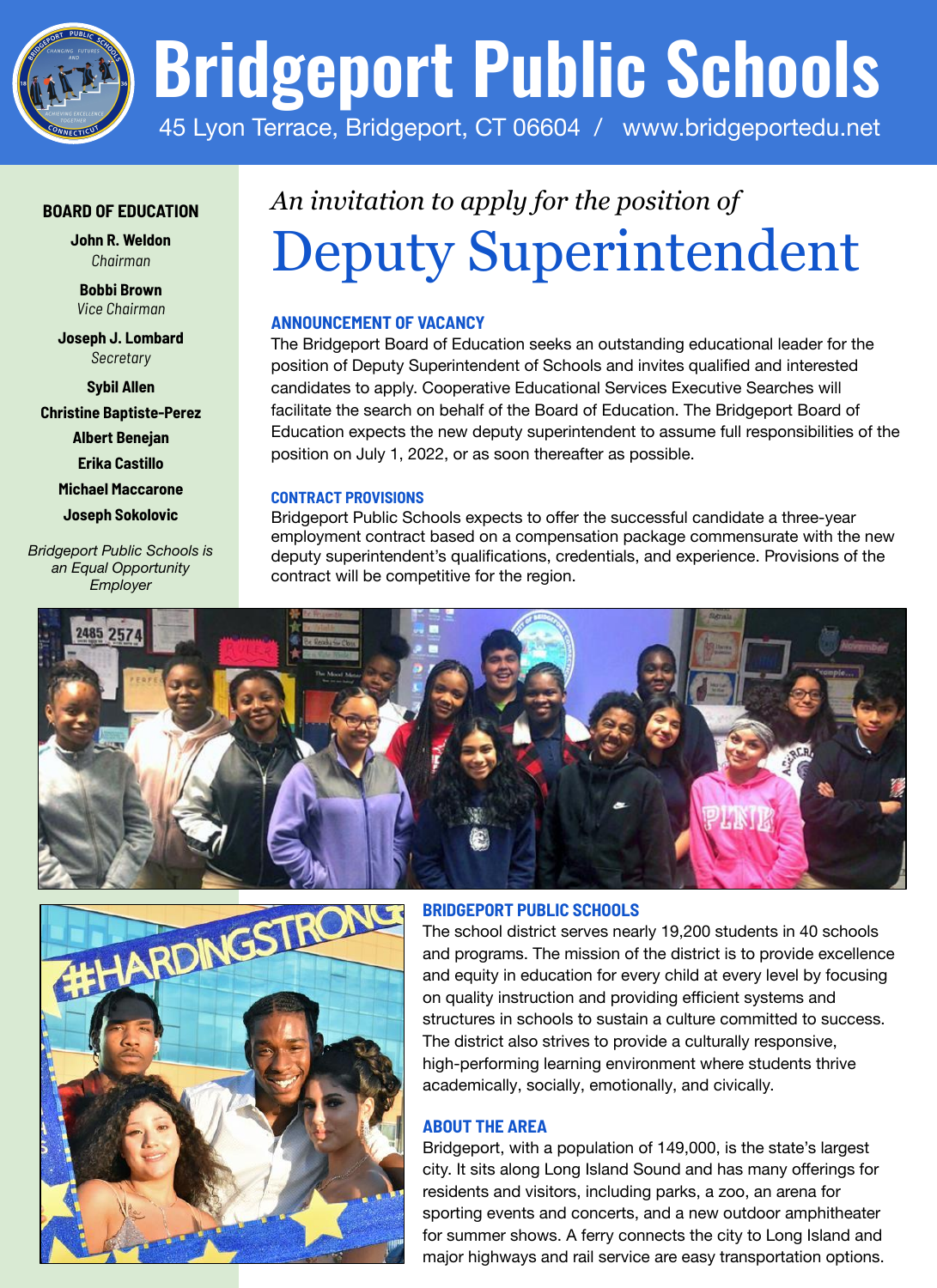# Bridgeport Public Schools

45 Lyon Terrace, Bridgeport, CT 06604 / www.bridgeportedu.net

**BOARD OF EDUCATION**

**John R. Weldon**
*Chairman*

**Bobbi Brown**
*Vice Chairman*

**Joseph J. Lombard**
*Secretary*

**Sybil Allen**

**Christine Baptiste-Perez**

**Albert Benejan**

**Erika Castillo**

**Michael Maccarone**

**Joseph Sokolovic**

*Bridgeport Public Schools is an Equal Opportunity Employer*

*An invitation to apply for the position of*

## Deputy Superintendent

### ANNOUNCEMENT OF VACANCY

The Bridgeport Board of Education seeks an outstanding educational leader for the position of Deputy Superintendent of Schools and invites qualified and interested candidates to apply. Cooperative Educational Services Executive Searches will facilitate the search on behalf of the Board of Education. The Bridgeport Board of Education expects the new deputy superintendent to assume full responsibilities of the position on July 1, 2022, or as soon thereafter as possible.

### CONTRACT PROVISIONS

Bridgeport Public Schools expects to offer the successful candidate a three-year employment contract based on a compensation package commensurate with the new deputy superintendent's qualifications, credentials, and experience. Provisions of the contract will be competitive for the region.

### BRIDGEPORT PUBLIC SCHOOLS

The school district serves nearly 19,200 students in 40 schools and programs. The mission of the district is to provide excellence and equity in education for every child at every level by focusing on quality instruction and providing efficient systems and structures in schools to sustain a culture committed to success. The district also strives to provide a culturally responsive, high-performing learning environment where students thrive academically, socially, emotionally, and civically.

### ABOUT THE AREA

Bridgeport, with a population of 149,000, is the state's largest city. It sits along Long Island Sound and has many offerings for residents and visitors, including parks, a zoo, an arena for sporting events and concerts, and a new outdoor amphitheater for summer shows. A ferry connects the city to Long Island and major highways and rail service are easy transportation options.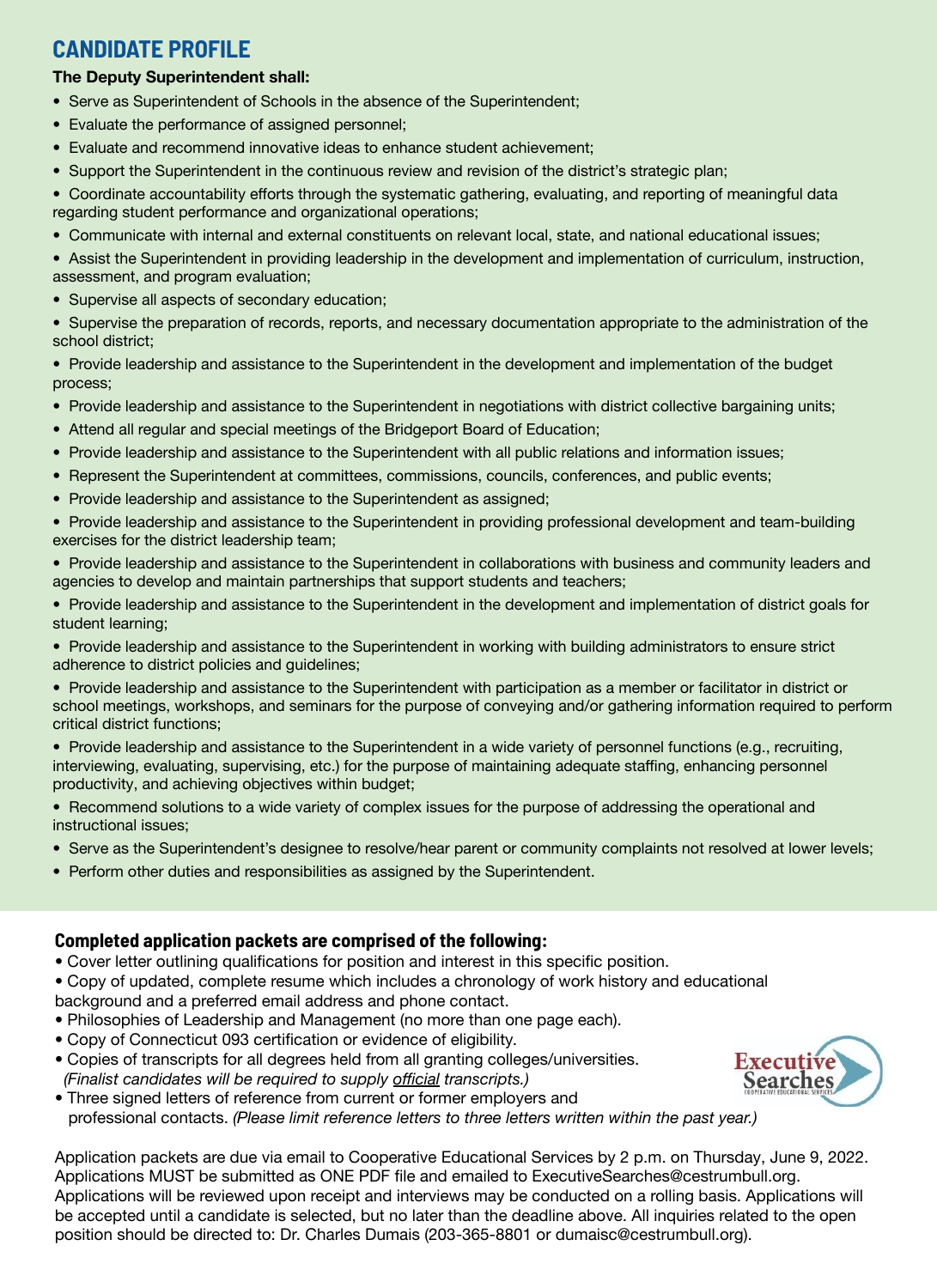## CANDIDATE PROFILE

**The Deputy Superintendent shall:**

- Serve as Superintendent of Schools in the absence of the Superintendent;
- Evaluate the performance of assigned personnel;
- Evaluate and recommend innovative ideas to enhance student achievement;
- Support the Superintendent in the continuous review and revision of the district's strategic plan;
- Coordinate accountability efforts through the systematic gathering, evaluating, and reporting of meaningful data regarding student performance and organizational operations;
- Communicate with internal and external constituents on relevant local, state, and national educational issues;
- Assist the Superintendent in providing leadership in the development and implementation of curriculum, instruction, assessment, and program evaluation;
- Supervise all aspects of secondary education;
- Supervise the preparation of records, reports, and necessary documentation appropriate to the administration of the school district;
- Provide leadership and assistance to the Superintendent in the development and implementation of the budget process;
- Provide leadership and assistance to the Superintendent in negotiations with district collective bargaining units;
- Attend all regular and special meetings of the Bridgeport Board of Education;
- Provide leadership and assistance to the Superintendent with all public relations and information issues;
- Represent the Superintendent at committees, commissions, councils, conferences, and public events;
- Provide leadership and assistance to the Superintendent as assigned;
- Provide leadership and assistance to the Superintendent in providing professional development and team-building exercises for the district leadership team;
- Provide leadership and assistance to the Superintendent in collaborations with business and community leaders and agencies to develop and maintain partnerships that support students and teachers;
- Provide leadership and assistance to the Superintendent in the development and implementation of district goals for student learning;
- Provide leadership and assistance to the Superintendent in working with building administrators to ensure strict adherence to district policies and guidelines;
- Provide leadership and assistance to the Superintendent with participation as a member or facilitator in district or school meetings, workshops, and seminars for the purpose of conveying and/or gathering information required to perform critical district functions;
- Provide leadership and assistance to the Superintendent in a wide variety of personnel functions (e.g., recruiting, interviewing, evaluating, supervising, etc.) for the purpose of maintaining adequate staffing, enhancing personnel productivity, and achieving objectives within budget;
- Recommend solutions to a wide variety of complex issues for the purpose of addressing the operational and instructional issues;
- Serve as the Superintendent's designee to resolve/hear parent or community complaints not resolved at lower levels;
- Perform other duties and responsibilities as assigned by the Superintendent.

### Completed application packets are comprised of the following:

- Cover letter outlining qualifications for position and interest in this specific position.
- Copy of updated, complete resume which includes a chronology of work history and educational background and a preferred email address and phone contact.
- Philosophies of Leadership and Management (no more than one page each).
- Copy of Connecticut 093 certification or evidence of eligibility.
- Copies of transcripts for all degrees held from all granting colleges/universities. *(Finalist candidates will be required to supply official transcripts.)*
- Three signed letters of reference from current or former employers and professional contacts. *(Please limit reference letters to three letters written within the past year.)*

Executive Searches
COOPERATIVE EDUCATIONAL SERVICES

Application packets are due via email to Cooperative Educational Services by 2 p.m. on Thursday, June 9, 2022. Applications MUST be submitted as ONE PDF file and emailed to ExecutiveSearches@cestrumbull.org. Applications will be reviewed upon receipt and interviews may be conducted on a rolling basis. Applications will be accepted until a candidate is selected, but no later than the deadline above. All inquiries related to the open position should be directed to: Dr. Charles Dumais (203-365-8801 or dumaisc@cestrumbull.org).